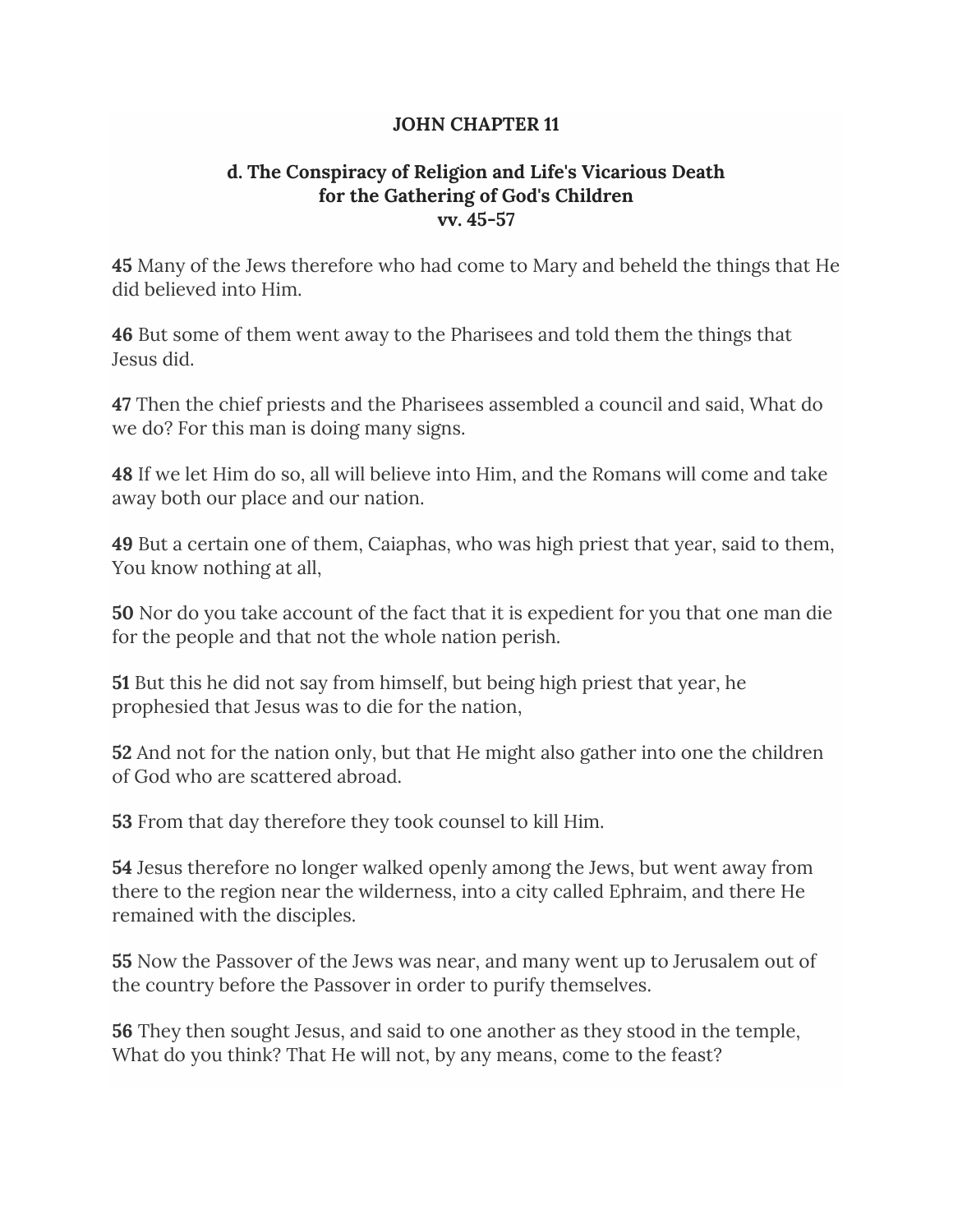# JOHN CHAPTER 11

## d. The Conspiracy of Religion and Life's Vicarious Death for the Gathering of God's Children vv. 45-57

**45** Many of the Jews therefore who had come to Mary and beheld the things that He did believed into Him.

**46** But some of them went away to the Pharisees and told them the things that Jesus did.

**47** Then the chief priests and the Pharisees assembled a council and said, What do we do? For this man is doing many signs.

**48** If we let Him do so, all will believe into Him, and the Romans will come and take away both our place and our nation.

**49** But a certain one of them, Caiaphas, who was high priest that year, said to them, You know nothing at all,

**50** Nor do you take account of the fact that it is expedient for you that one man die for the people and that not the whole nation perish.

**51** But this he did not say from himself, but being high priest that year, he prophesied that Jesus was to die for the nation,

**52** And not for the nation only, but that He might also gather into one the children of God who are scattered abroad.

**53** From that day therefore they took counsel to kill Him.

**54** Jesus therefore no longer walked openly among the Jews, but went away from there to the region near the wilderness, into a city called Ephraim, and there He remained with the disciples.

**55** Now the Passover of the Jews was near, and many went up to Jerusalem out of the country before the Passover in order to purify themselves.

**56** They then sought Jesus, and said to one another as they stood in the temple, What do you think? That He will not, by any means, come to the feast?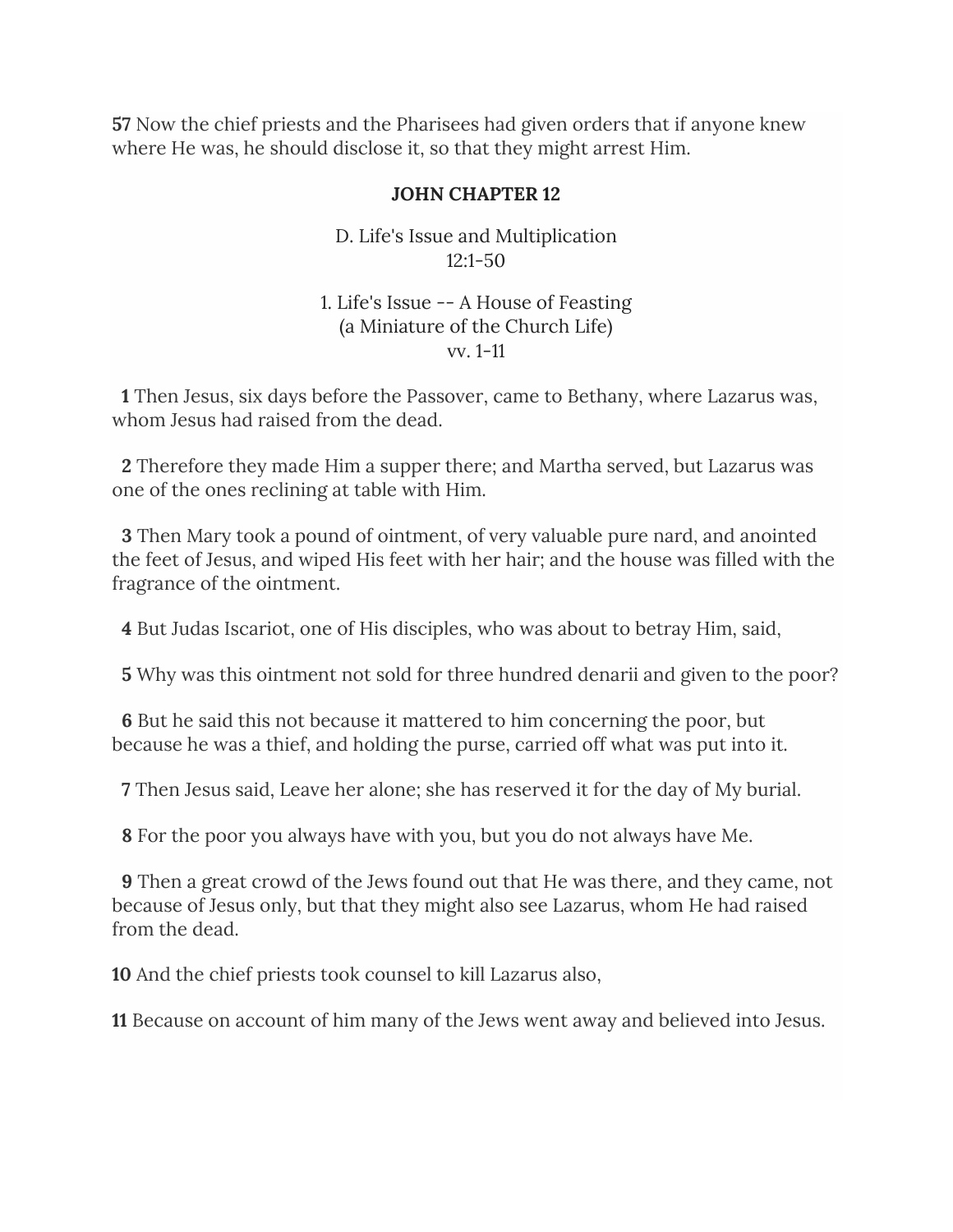**57** Now the chief priests and the Pharisees had given orders that if anyone knew where He was, he should disclose it, so that they might arrest Him.

## JOHN CHAPTER 12

D. Life's Issue and Multiplication
12:1-50

1. Life's Issue -- A House of Feasting
(a Miniature of the Church Life)
vv. 1-11

**1** Then Jesus, six days before the Passover, came to Bethany, where Lazarus was, whom Jesus had raised from the dead.

**2** Therefore they made Him a supper there; and Martha served, but Lazarus was one of the ones reclining at table with Him.

**3** Then Mary took a pound of ointment, of very valuable pure nard, and anointed the feet of Jesus, and wiped His feet with her hair; and the house was filled with the fragrance of the ointment.

**4** But Judas Iscariot, one of His disciples, who was about to betray Him, said,

**5** Why was this ointment not sold for three hundred denarii and given to the poor?

**6** But he said this not because it mattered to him concerning the poor, but because he was a thief, and holding the purse, carried off what was put into it.

**7** Then Jesus said, Leave her alone; she has reserved it for the day of My burial.

**8** For the poor you always have with you, but you do not always have Me.

**9** Then a great crowd of the Jews found out that He was there, and they came, not because of Jesus only, but that they might also see Lazarus, whom He had raised from the dead.

**10** And the chief priests took counsel to kill Lazarus also,

**11** Because on account of him many of the Jews went away and believed into Jesus.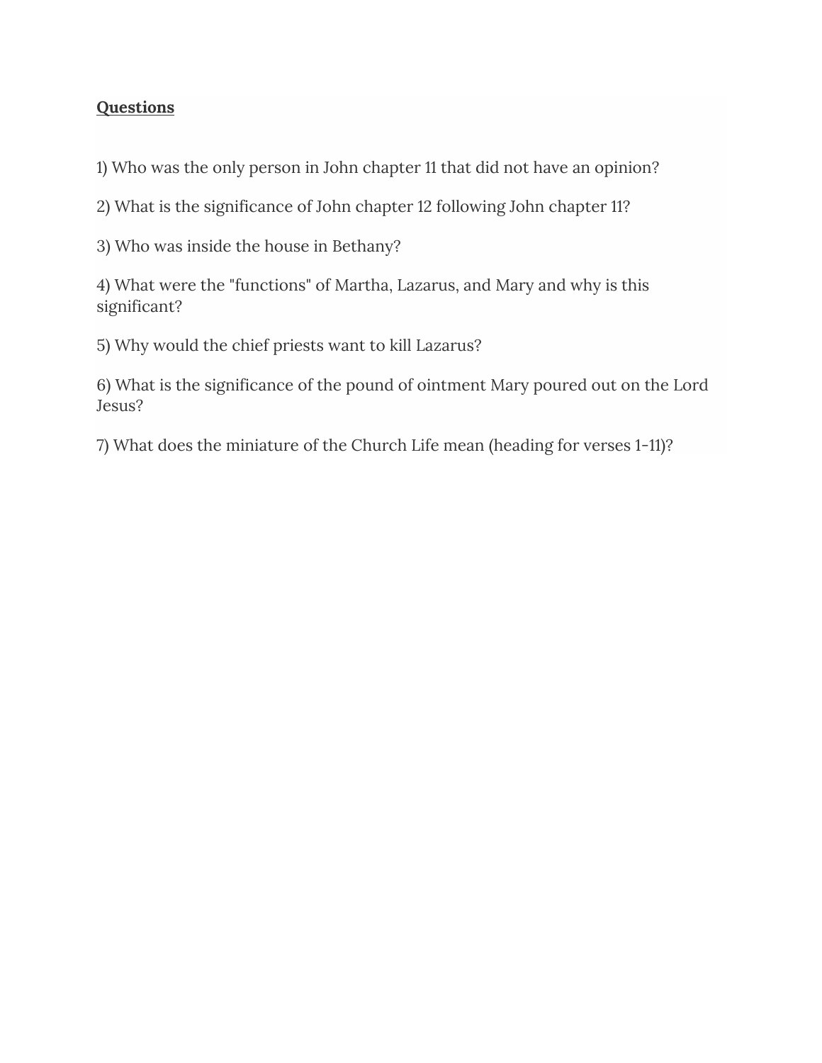**Questions**

1) Who was the only person in John chapter 11 that did not have an opinion?

2) What is the significance of John chapter 12 following John chapter 11?

3) Who was inside the house in Bethany?

4) What were the "functions" of Martha, Lazarus, and Mary and why is this significant?

5) Why would the chief priests want to kill Lazarus?

6) What is the significance of the pound of ointment Mary poured out on the Lord Jesus?

7) What does the miniature of the Church Life mean (heading for verses 1-11)?